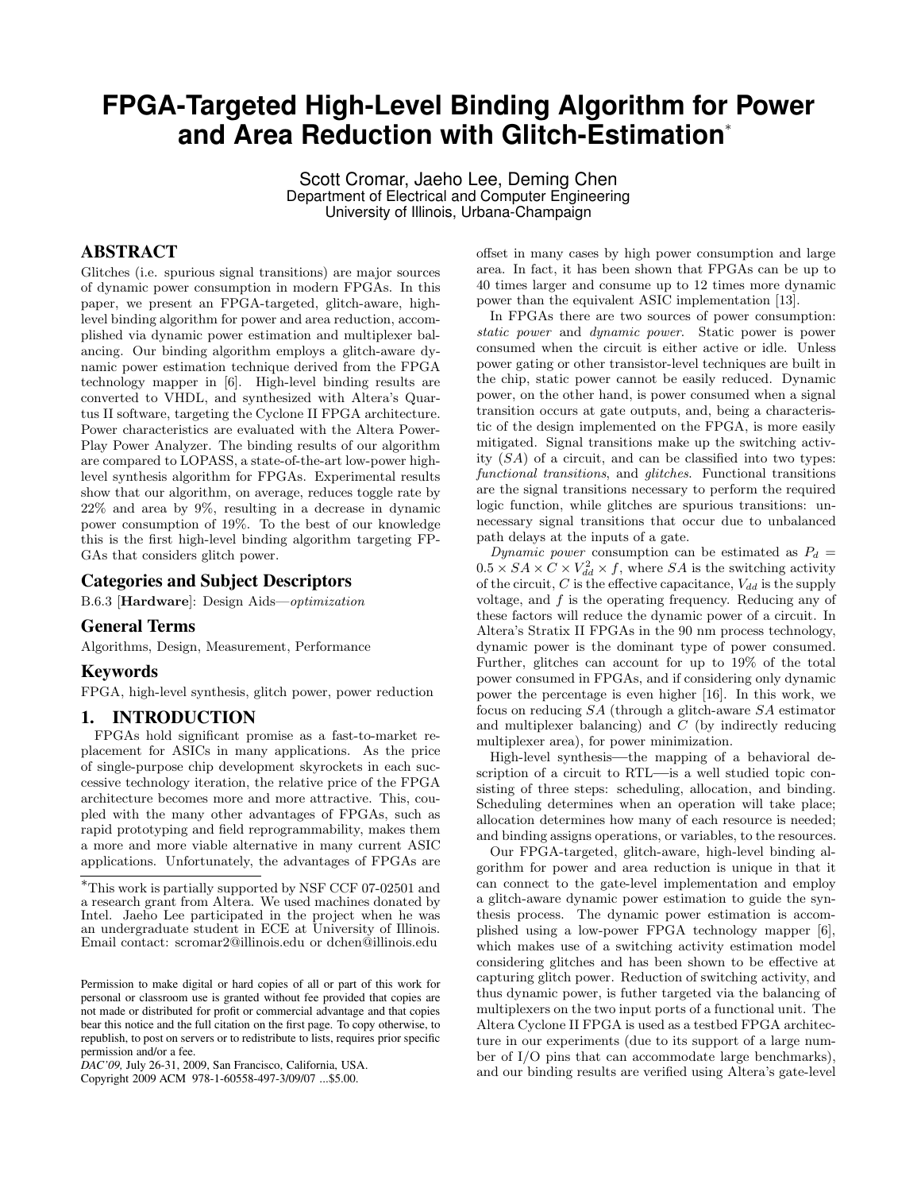# FPGA-Targeted High-Level Binding Algorithm for Power and Area Reduction with Glitch-Estimation*

Scott Cromar, Jaeho Lee, Deming Chen
Department of Electrical and Computer Engineering
University of Illinois, Urbana-Champaign

## ABSTRACT

Glitches (i.e. spurious signal transitions) are major sources of dynamic power consumption in modern FPGAs. In this paper, we present an FPGA-targeted, glitch-aware, high-level binding algorithm for power and area reduction, accomplished via dynamic power estimation and multiplexer balancing. Our binding algorithm employs a glitch-aware dynamic power estimation technique derived from the FPGA technology mapper in [6]. High-level binding results are converted to VHDL, and synthesized with Altera's Quartus II software, targeting the Cyclone II FPGA architecture. Power characteristics are evaluated with the Altera PowerPlay Power Analyzer. The binding results of our algorithm are compared to LOPASS, a state-of-the-art low-power high-level synthesis algorithm for FPGAs. Experimental results show that our algorithm, on average, reduces toggle rate by 22% and area by 9%, resulting in a decrease in dynamic power consumption of 19%. To the best of our knowledge this is the first high-level binding algorithm targeting FPGAs that considers glitch power.

### Categories and Subject Descriptors

B.6.3 [**Hardware**]: Design Aids—*optimization*

### General Terms

Algorithms, Design, Measurement, Performance

### Keywords

FPGA, high-level synthesis, glitch power, power reduction

## 1. INTRODUCTION

FPGAs hold significant promise as a fast-to-market replacement for ASICs in many applications. As the price of single-purpose chip development skyrockets in each successive technology iteration, the relative price of the FPGA architecture becomes more and more attractive. This, coupled with the many other advantages of FPGAs, such as rapid prototyping and field reprogrammability, makes them a more and more viable alternative in many current ASIC applications. Unfortunately, the advantages of FPGAs are offset in many cases by high power consumption and large area. In fact, it has been shown that FPGAs can be up to 40 times larger and consume up to 12 times more dynamic power than the equivalent ASIC implementation [13].

In FPGAs there are two sources of power consumption: *static power* and *dynamic power*. Static power is power consumed when the circuit is either active or idle. Unless power gating or other transistor-level techniques are built in the chip, static power cannot be easily reduced. Dynamic power, on the other hand, is power consumed when a signal transition occurs at gate outputs, and, being a characteristic of the design implemented on the FPGA, is more easily mitigated. Signal transitions make up the switching activity ($SA$) of a circuit, and can be classified into two types: *functional transitions*, and *glitches*. Functional transitions are the signal transitions necessary to perform the required logic function, while glitches are spurious transitions: unnecessary signal transitions that occur due to unbalanced path delays at the inputs of a gate.

*Dynamic power* consumption can be estimated as $P_d = 0.5 \times SA \times C \times V_{dd}^2 \times f$, where $SA$ is the switching activity of the circuit, $C$ is the effective capacitance, $V_{dd}$ is the supply voltage, and $f$ is the operating frequency. Reducing any of these factors will reduce the dynamic power of a circuit. In Altera's Stratix II FPGAs in the 90 nm process technology, dynamic power is the dominant type of power consumed. Further, glitches can account for up to 19% of the total power consumed in FPGAs, and if considering only dynamic power the percentage is even higher [16]. In this work, we focus on reducing $SA$ (through a glitch-aware $SA$ estimator and multiplexer balancing) and $C$ (by indirectly reducing multiplexer area), for power minimization.

High-level synthesis—the mapping of a behavioral description of a circuit to RTL—is a well studied topic consisting of three steps: scheduling, allocation, and binding. Scheduling determines when an operation will take place; allocation determines how many of each resource is needed; and binding assigns operations, or variables, to the resources.

Our FPGA-targeted, glitch-aware, high-level binding algorithm for power and area reduction is unique in that it can connect to the gate-level implementation and employ a glitch-aware dynamic power estimation to guide the synthesis process. The dynamic power estimation is accomplished using a low-power FPGA technology mapper [6], which makes use of a switching activity estimation model considering glitches and has been shown to be effective at capturing glitch power. Reduction of switching activity, and thus dynamic power, is futher targeted via the balancing of multiplexers on the two input ports of a functional unit. The Altera Cyclone II FPGA is used as a testbed FPGA architecture in our experiments (due to its support of a large number of I/O pins that can accommodate large benchmarks), and our binding results are verified using Altera's gate-level

*This work is partially supported by NSF CCF 07-02501 and a research grant from Altera. We used machines donated by Intel. Jaeho Lee participated in the project when he was an undergraduate student in ECE at University of Illinois. Email contact: scromar2@illinois.edu or dchen@illinois.edu

Permission to make digital or hard copies of all or part of this work for personal or classroom use is granted without fee provided that copies are not made or distributed for profit or commercial advantage and that copies bear this notice and the full citation on the first page. To copy otherwise, to republish, to post on servers or to redistribute to lists, requires prior specific permission and/or a fee.
*DAC'09,* July 26-31, 2009, San Francisco, California, USA.
Copyright 2009 ACM 978-1-60558-497-3/09/07 ...$5.00.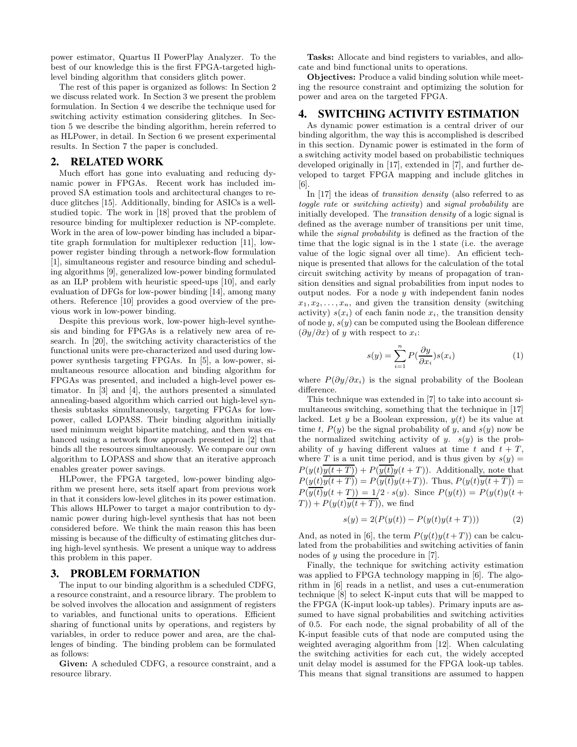power estimator, Quartus II PowerPlay Analyzer. To the best of our knowledge this is the first FPGA-targeted high-level binding algorithm that considers glitch power.

The rest of this paper is organized as follows: In Section 2 we discuss related work. In Section 3 we present the problem formulation. In Section 4 we describe the technique used for switching activity estimation considering glitches. In Section 5 we describe the binding algorithm, herein referred to as HLPower, in detail. In Section 6 we present experimental results. In Section 7 the paper is concluded.

## 2. RELATED WORK

Much effort has gone into evaluating and reducing dynamic power in FPGAs. Recent work has included improved SA estimation tools and architectural changes to reduce glitches [15]. Additionally, binding for ASICs is a well-studied topic. The work in [18] proved that the problem of resource binding for multiplexer reduction is NP-complete. Work in the area of low-power binding has included a bipartite graph formulation for multiplexer reduction [11], low-power register binding through a network-flow formulation [1], simultaneous register and resource binding and scheduling algorithms [9], generalized low-power binding formulated as an ILP problem with heuristic speed-ups [10], and early evaluation of DFGs for low-power binding [14], among many others. Reference [10] provides a good overview of the previous work in low-power binding.

Despite this previous work, low-power high-level synthesis and binding for FPGAs is a relatively new area of research. In [20], the switching activity characteristics of the functional units were pre-characterized and used during low-power synthesis targeting FPGAs. In [5], a low-power, simultaneous resource allocation and binding algorithm for FPGAs was presented, and included a high-level power estimator. In [3] and [4], the authors presented a simulated annealing-based algorithm which carried out high-level synthesis subtasks simultaneously, targeting FPGAs for low-power, called LOPASS. Their binding algorithm initially used minimum weight bipartite matching, and then was enhanced using a network flow approach presented in [2] that binds all the resources simultaneously. We compare our own algorithm to LOPASS and show that an iterative approach enables greater power savings.

HLPower, the FPGA targeted, low-power binding algorithm we present here, sets itself apart from previous work in that it considers low-level glitches in its power estimation. This allows HLPower to target a major contribution to dynamic power during high-level synthesis that has not been considered before. We think the main reason this has been missing is because of the difficulty of estimating glitches during high-level synthesis. We present a unique way to address this problem in this paper.

## 3. PROBLEM FORMATION

The input to our binding algorithm is a scheduled CDFG, a resource constraint, and a resource library. The problem to be solved involves the allocation and assignment of registers to variables, and functional units to operations. Efficient sharing of functional units by operations, and registers by variables, in order to reduce power and area, are the challenges of binding. The binding problem can be formulated as follows:

**Given:** A scheduled CDFG, a resource constraint, and a resource library.

**Tasks:** Allocate and bind registers to variables, and allocate and bind functional units to operations.

**Objectives:** Produce a valid binding solution while meeting the resource constraint and optimizing the solution for power and area on the targeted FPGA.

## 4. SWITCHING ACTIVITY ESTIMATION

As dynamic power estimation is a central driver of our binding algorithm, the way this is accomplished is described in this section. Dynamic power is estimated in the form of a switching activity model based on probabilistic techniques developed originally in [17], extended in [7], and further developed to target FPGA mapping and include glitches in [6].

In [17] the ideas of *transition density* (also referred to as *toggle rate* or *switching activity*) and *signal probability* are initially developed. The *transition density* of a logic signal is defined as the average number of transitions per unit time, while the *signal probability* is defined as the fraction of the time that the logic signal is in the 1 state (i.e. the average value of the logic signal over all time). An efficient technique is presented that allows for the calculation of the total circuit switching activity by means of propagation of transition densities and signal probabilities from input nodes to output nodes. For a node $y$ with independent fanin nodes $x_1, x_2, \ldots, x_n$, and given the transition density (switching activity) $s(x_i)$ of each fanin node $x_i$, the transition density of node $y$, $s(y)$ can be computed using the Boolean difference $(\partial y/\partial x)$ of $y$ with respect to $x_i$:

$$s(y) = \sum_{i=1}^{n} P(\frac{\partial y}{\partial x_i})s(x_i) \tag{1}$$

where $P(\partial y/\partial x_i)$ is the signal probability of the Boolean difference.

This technique was extended in [7] to take into account simultaneous switching, something that the technique in [17] lacked. Let $y$ be a Boolean expression, $y(t)$ be its value at time $t$, $P(y)$ be the signal probability of $y$, and $s(y)$ now be the normalized switching activity of $y$. $s(y)$ is the probability of $y$ having different values at time $t$ and $t + T$, where $T$ is a unit time period, and is thus given by $s(y) = P(y(t)\overline{y(t+T)}) + P(\overline{y(t)}y(t+T))$. Additionally, note that $P(y(t)\overline{y(t+T)}) = P(\overline{y(t)}y(t+T))$. Thus, $P(y(t)\overline{y(t+T)}) = P(\overline{y(t)}y(t+T)) = 1/2 \cdot s(y)$. Since $P(y(t)) = P(y(t)y(t+T)) + P(y(t)\overline{y(t+T)})$, we find

$$s(y) = 2(P(y(t)) - P(y(t)y(t+T))) \tag{2}$$

And, as noted in [6], the term $P(y(t)y(t+T))$ can be calculated from the probabilities and switching activities of fanin nodes of $y$ using the procedure in [7].

Finally, the technique for switching activity estimation was applied to FPGA technology mapping in [6]. The algorithm in [6] reads in a netlist, and uses a cut-enumeration technique [8] to select K-input cuts that will be mapped to the FPGA (K-input look-up tables). Primary inputs are assumed to have signal probabilities and switching activities of 0.5. For each node, the signal probability of all of the K-input feasible cuts of that node are computed using the weighted averaging algorithm from [12]. When calculating the switching activities for each cut, the widely accepted unit delay model is assumed for the FPGA look-up tables. This means that signal transitions are assumed to happen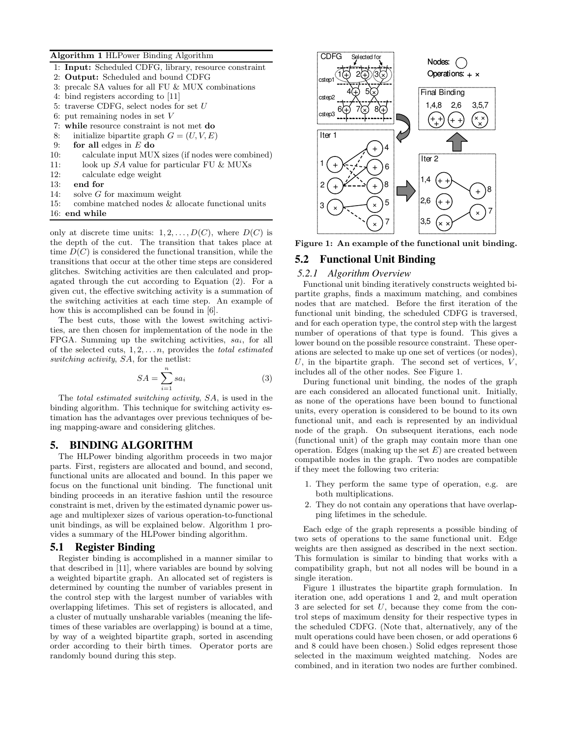**Algorithm 1** HLPower Binding Algorithm

```
1: Input: Scheduled CDFG, library, resource constraint
2: Output: Scheduled and bound CDFG
3: precalc SA values for all FU & MUX combinations
4: bind registers according to [11]
5: traverse CDFG, select nodes for set U
6: put remaining nodes in set V
7: while resource constraint is not met do
8:    initialize bipartite graph G = (U, V, E)
9:    for all edges in E do
10:      calculate input MUX sizes (if nodes were combined)
11:      look up SA value for particular FU & MUXs
12:      calculate edge weight
13:   end for
14:   solve G for maximum weight
15:   combine matched nodes & allocate functional units
16: end while
```

only at discrete time units: $1, 2, \ldots, D(C)$, where $D(C)$ is the depth of the cut. The transition that takes place at time $D(C)$ is considered the functional transition, while the transitions that occur at the other time steps are considered glitches. Switching activities are then calculated and propagated through the cut according to Equation (2). For a given cut, the effective switching activity is a summation of the switching activities at each time step. An example of how this is accomplished can be found in [6].

The best cuts, those with the lowest switching activities, are then chosen for implementation of the node in the FPGA. Summing up the switching activities, $sa_i$, for all of the selected cuts, $1, 2, \ldots n$, provides the *total estimated switching activity*, $SA$, for the netlist:

$$SA = \sum_{i=1}^{n} sa_i \tag{3}$$

The *total estimated switching activity*, $SA$, is used in the binding algorithm. This technique for switching activity estimation has the advantages over previous techniques of being mapping-aware and considering glitches.

## 5. BINDING ALGORITHM

The HLPower binding algorithm proceeds in two major parts. First, registers are allocated and bound, and second, functional units are allocated and bound. In this paper we focus on the functional unit binding. The functional unit binding proceeds in an iterative fashion until the resource constraint is met, driven by the estimated dynamic power usage and multiplexer sizes of various operation-to-functional unit bindings, as will be explained below. Algorithm 1 provides a summary of the HLPower binding algorithm.

### 5.1 Register Binding

Register binding is accomplished in a manner similar to that described in [11], where variables are bound by solving a weighted bipartite graph. An allocated set of registers is determined by counting the number of variables present in the control step with the largest number of variables with overlapping lifetimes. This set of registers is allocated, and a cluster of mutually unsharable variables (meaning the lifetimes of these variables are overlapping) is bound at a time, by way of a weighted bipartite graph, sorted in ascending order according to their birth times. Operator ports are randomly bound during this step.

**Figure 1: An example of the functional unit binding.**

### 5.2 Functional Unit Binding

#### 5.2.1 Algorithm Overview

Functional unit binding iteratively constructs weighted bipartite graphs, finds a maximum matching, and combines nodes that are matched. Before the first iteration of the functional unit binding, the scheduled CDFG is traversed, and for each operation type, the control step with the largest number of operations of that type is found. This gives a lower bound on the possible resource constraint. These operations are selected to make up one set of vertices (or nodes), $U$, in the bipartite graph. The second set of vertices, $V$, includes all of the other nodes. See Figure 1.

During functional unit binding, the nodes of the graph are each considered an allocated functional unit. Initially, as none of the operations have been bound to functional units, every operation is considered to be bound to its own functional unit, and each is represented by an individual node of the graph. On subsequent iterations, each node (functional unit) of the graph may contain more than one operation. Edges (making up the set $E$) are created between compatible nodes in the graph. Two nodes are compatible if they meet the following two criteria:

1. They perform the same type of operation, e.g. are both multiplications.
2. They do not contain any operations that have overlapping lifetimes in the schedule.

Each edge of the graph represents a possible binding of two sets of operations to the same functional unit. Edge weights are then assigned as described in the next section. This formulation is similar to binding that works with a compatibility graph, but not all nodes will be bound in a single iteration.

Figure 1 illustrates the bipartite graph formulation. In iteration one, add operations 1 and 2, and mult operation 3 are selected for set $U$, because they come from the control steps of maximum density for their respective types in the scheduled CDFG. (Note that, alternatively, any of the mult operations could have been chosen, or add operations 6 and 8 could have been chosen.) Solid edges represent those selected in the maximum weighted matching. Nodes are combined, and in iteration two nodes are further combined.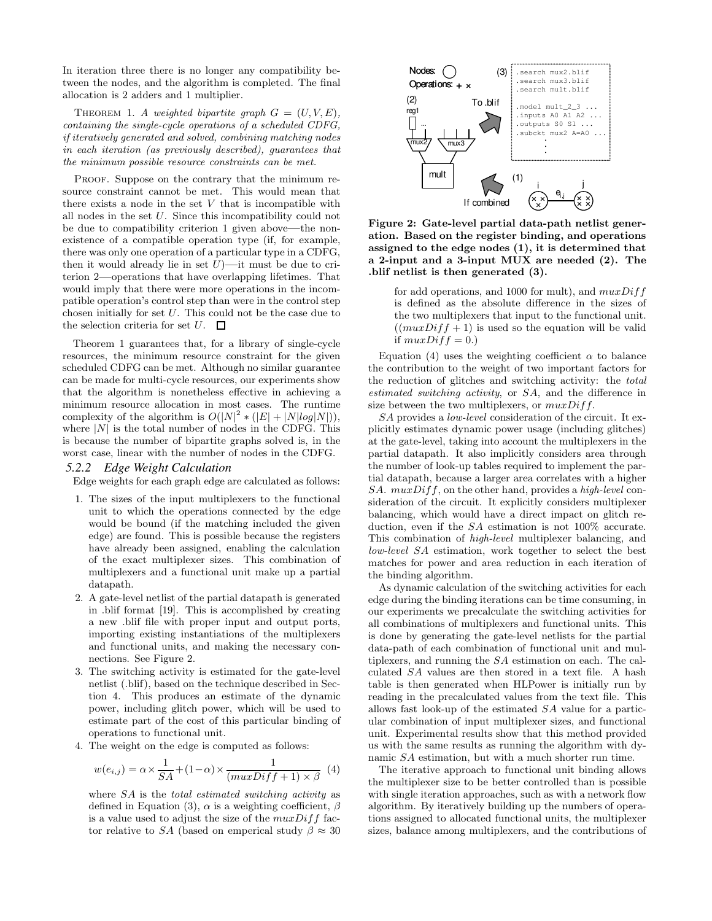In iteration three there is no longer any compatibility between the nodes, and the algorithm is completed. The final allocation is 2 adders and 1 multiplier.

THEOREM 1. *A weighted bipartite graph $G = (U, V, E)$, containing the single-cycle operations of a scheduled CDFG, if iteratively generated and solved, combining matching nodes in each iteration (as previously described), guarantees that the minimum possible resource constraints can be met.*

PROOF. Suppose on the contrary that the minimum resource constraint cannot be met. This would mean that there exists a node in the set $V$ that is incompatible with all nodes in the set $U$. Since this incompatibility could not be due to compatibility criterion 1 given above—the non-existence of a compatible operation type (if, for example, there was only one operation of a particular type in a CDFG, then it would already lie in set $U$)—it must be due to criterion 2—operations that have overlapping lifetimes. That would imply that there were more operations in the incompatible operation's control step than were in the control step chosen initially for set $U$. This could not be the case due to the selection criteria for set $U$. □

Theorem 1 guarantees that, for a library of single-cycle resources, the minimum resource constraint for the given scheduled CDFG can be met. Although no similar guarantee can be made for multi-cycle resources, our experiments show that the algorithm is nonetheless effective in achieving a minimum resource allocation in most cases. The runtime complexity of the algorithm is $O(|N|^2 * (|E| + |N|log|N|))$, where $|N|$ is the total number of nodes in the CDFG. This is because the number of bipartite graphs solved is, in the worst case, linear with the number of nodes in the CDFG.

### 5.2.2 Edge Weight Calculation

Edge weights for each graph edge are calculated as follows:

1. The sizes of the input multiplexers to the functional unit to which the operations connected by the edge would be bound (if the matching included the given edge) are found. This is possible because the registers have already been assigned, enabling the calculation of the exact multiplexer sizes. This combination of multiplexers and a functional unit make up a partial datapath.
2. A gate-level netlist of the partial datapath is generated in .blif format [19]. This is accomplished by creating a new .blif file with proper input and output ports, importing existing instantiations of the multiplexers and functional units, and making the necessary connections. See Figure 2.
3. The switching activity is estimated for the gate-level netlist (.blif), based on the technique described in Section 4. This produces an estimate of the dynamic power, including glitch power, which will be used to estimate part of the cost of this particular binding of operations to functional unit.
4. The weight on the edge is computed as follows:

$$w(e_{i,j}) = \alpha \times \frac{1}{SA} + (1-\alpha) \times \frac{1}{(muxDiff + 1) \times \beta} \quad (4)$$

where $SA$ is the *total estimated switching activity* as defined in Equation (3), $\alpha$ is a weighting coefficient, $\beta$ is a value used to adjust the size of the $muxDiff$ factor relative to $SA$ (based on emperical study $\beta \approx 30$ for add operations, and 1000 for mult), and $muxDiff$ is defined as the absolute difference in the sizes of the two multiplexers that input to the functional unit. ($(muxDiff + 1)$ is used so the equation will be valid if $muxDiff = 0$.)

Nodes:
Operations: + ×
(2)
reg1
...
mux2
mux3
mult
To .blif
(3)
```
.search mux2.blif
.search mux3.blif
.search mult.blif

.model mult_2_3 ...
.inputs A0 A1 A2 ...
.outputs S0 S1 ...
.subckt mux2 A=A0 ...
```
(1)
If combined
i
$e_{i,j}$
j

**Figure 2: Gate-level partial data-path netlist generation. Based on the register binding, and operations assigned to the edge nodes (1), it is determined that a 2-input and a 3-input MUX are needed (2). The .blif netlist is then generated (3).**

Equation (4) uses the weighting coefficient $\alpha$ to balance the contribution to the weight of two important factors for the reduction of glitches and switching activity: the *total estimated switching activity*, or $SA$, and the difference in size between the two multiplexers, or $muxDiff$.

$SA$ provides a *low-level* consideration of the circuit. It explicitly estimates dynamic power usage (including glitches) at the gate-level, taking into account the multiplexers in the partial datapath. It also implicitly considers area through the number of look-up tables required to implement the partial datapath, because a larger area correlates with a higher $SA$. $muxDiff$, on the other hand, provides a *high-level* consideration of the circuit. It explicitly considers multiplexer balancing, which would have a direct impact on glitch reduction, even if the $SA$ estimation is not 100% accurate. This combination of *high-level* multiplexer balancing, and *low-level* $SA$ estimation, work together to select the best matches for power and area reduction in each iteration of the binding algorithm.

As dynamic calculation of the switching activities for each edge during the binding iterations can be time consuming, in our experiments we precalculate the switching activities for all combinations of multiplexers and functional units. This is done by generating the gate-level netlists for the partial data-path of each combination of functional unit and multiplexers, and running the $SA$ estimation on each. The calculated $SA$ values are then stored in a text file. A hash table is then generated when HLPower is initially run by reading in the precalculated values from the text file. This allows fast look-up of the estimated $SA$ value for a particular combination of input multiplexer sizes, and functional unit. Experimental results show that this method provided us with the same results as running the algorithm with dynamic $SA$ estimation, but with a much shorter run time.

The iterative approach to functional unit binding allows the multiplexer size to be better controlled than is possible with single iteration approaches, such as with a network flow algorithm. By iteratively building up the numbers of operations assigned to allocated functional units, the multiplexer sizes, balance among multiplexers, and the contributions of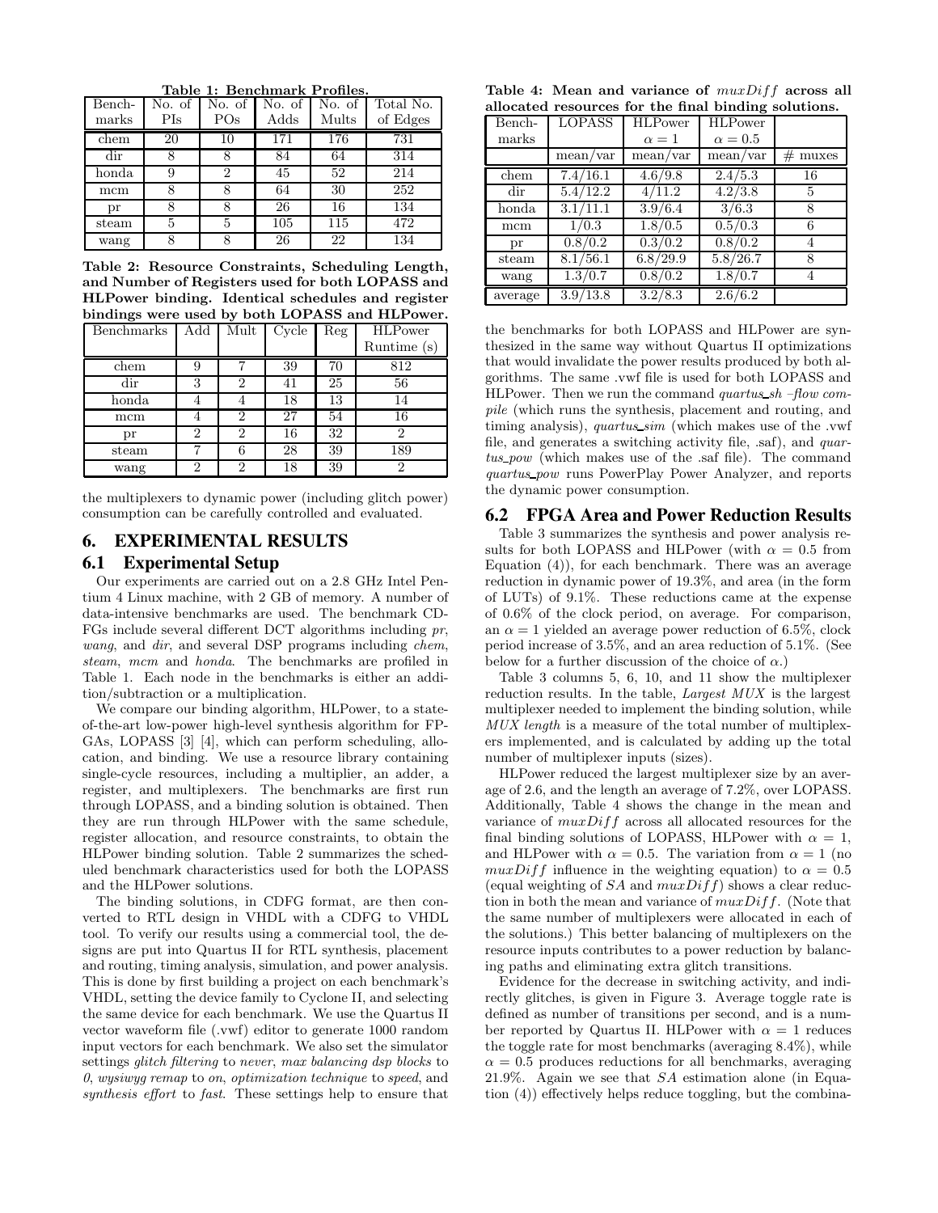**Table 1: Benchmark Profiles.**

| Bench-marks | No. of PIs | No. of POs | No. of Adds | No. of Mults | Total No. of Edges |
|---|---|---|---|---|---|
| chem | 20 | 10 | 171 | 176 | 731 |
| dir | 8 | 8 | 84 | 64 | 314 |
| honda | 9 | 2 | 45 | 52 | 214 |
| mcm | 8 | 8 | 64 | 30 | 252 |
| pr | 8 | 8 | 26 | 16 | 134 |
| steam | 5 | 5 | 105 | 115 | 472 |
| wang | 8 | 8 | 26 | 22 | 134 |

**Table 2: Resource Constraints, Scheduling Length, and Number of Registers used for both LOPASS and HLPower binding. Identical schedules and register bindings were used by both LOPASS and HLPower.**

| Benchmarks | Add | Mult | Cycle | Reg | HLPower Runtime (s) |
|---|---|---|---|---|---|
| chem | 9 | 7 | 39 | 70 | 812 |
| dir | 3 | 2 | 41 | 25 | 56 |
| honda | 4 | 4 | 18 | 13 | 14 |
| mcm | 4 | 2 | 27 | 54 | 16 |
| pr | 2 | 2 | 16 | 32 | 2 |
| steam | 7 | 6 | 28 | 39 | 189 |
| wang | 2 | 2 | 18 | 39 | 2 |

the multiplexers to dynamic power (including glitch power) consumption can be carefully controlled and evaluated.

## 6. EXPERIMENTAL RESULTS

### 6.1 Experimental Setup

Our experiments are carried out on a 2.8 GHz Intel Pentium 4 Linux machine, with 2 GB of memory. A number of data-intensive benchmarks are used. The benchmark CDFGs include several different DCT algorithms including *pr*, *wang*, and *dir*, and several DSP programs including *chem*, *steam*, *mcm* and *honda*. The benchmarks are profiled in Table 1. Each node in the benchmarks is either an addition/subtraction or a multiplication.

We compare our binding algorithm, HLPower, to a state-of-the-art low-power high-level synthesis algorithm for FPGAs, LOPASS [3] [4], which can perform scheduling, allocation, and binding. We use a resource library containing single-cycle resources, including a multiplier, an adder, a register, and multiplexers. The benchmarks are first run through LOPASS, and a binding solution is obtained. Then they are run through HLPower with the same schedule, register allocation, and resource constraints, to obtain the HLPower binding solution. Table 2 summarizes the scheduled benchmark characteristics used for both the LOPASS and the HLPower solutions.

The binding solutions, in CDFG format, are then converted to RTL design in VHDL with a CDFG to VHDL tool. To verify our results using a commercial tool, the designs are put into Quartus II for RTL synthesis, placement and routing, timing analysis, simulation, and power analysis. This is done by first building a project on each benchmark's VHDL, setting the device family to Cyclone II, and selecting the same device for each benchmark. We use the Quartus II vector waveform file (.vwf) editor to generate 1000 random input vectors for each benchmark. We also set the simulator settings *glitch filtering* to *never*, *max balancing dsp blocks* to *0*, *wysiwyg remap* to *on*, *optimization technique* to *speed*, and *synthesis effort* to *fast*. These settings help to ensure that the benchmarks for both LOPASS and HLPower are synthesized in the same way without Quartus II optimizations that would invalidate the power results produced by both algorithms. The same .vwf file is used for both LOPASS and HLPower. Then we run the command *quartus_sh –flow compile* (which runs the synthesis, placement and routing, and timing analysis), *quartus_sim* (which makes use of the .vwf file, and generates a switching activity file, .saf), and *quartus_pow* (which makes use of the .saf file). The command *quartus_pow* runs PowerPlay Power Analyzer, and reports the dynamic power consumption.

**Table 4: Mean and variance of $muxDiff$ across all allocated resources for the final binding solutions.**

| Bench-marks | LOPASS | HLPower $\alpha = 1$ | HLPower $\alpha = 0.5$ | |
|---|---|---|---|---|
| | mean/var | mean/var | mean/var | # muxes |
| chem | 7.4/16.1 | 4.6/9.8 | 2.4/5.3 | 16 |
| dir | 5.4/12.2 | 4/11.2 | 4.2/3.8 | 5 |
| honda | 3.1/11.1 | 3.9/6.4 | 3/6.3 | 8 |
| mcm | 1/0.3 | 1.8/0.5 | 0.5/0.3 | 6 |
| pr | 0.8/0.2 | 0.3/0.2 | 0.8/0.2 | 4 |
| steam | 8.1/56.1 | 6.8/29.9 | 5.8/26.7 | 8 |
| wang | 1.3/0.7 | 0.8/0.2 | 1.8/0.7 | 4 |
| average | 3.9/13.8 | 3.2/8.3 | 2.6/6.2 | |

### 6.2 FPGA Area and Power Reduction Results

Table 3 summarizes the synthesis and power analysis results for both LOPASS and HLPower (with $\alpha = 0.5$ from Equation (4)), for each benchmark. There was an average reduction in dynamic power of 19.3%, and area (in the form of LUTs) of 9.1%. These reductions came at the expense of 0.6% of the clock period, on average. For comparison, an $\alpha = 1$ yielded an average power reduction of 6.5%, clock period increase of 3.5%, and an area reduction of 5.1%. (See below for a further discussion of the choice of $\alpha$.)

Table 3 columns 5, 6, 10, and 11 show the multiplexer reduction results. In the table, *Largest MUX* is the largest multiplexer needed to implement the binding solution, while *MUX length* is a measure of the total number of multiplexers implemented, and is calculated by adding up the total number of multiplexer inputs (sizes).

HLPower reduced the largest multiplexer size by an average of 2.6, and the length an average of 7.2%, over LOPASS. Additionally, Table 4 shows the change in the mean and variance of $muxDiff$ across all allocated resources for the final binding solutions of LOPASS, HLPower with $\alpha = 1$, and HLPower with $\alpha = 0.5$. The variation from $\alpha = 1$ (no $muxDiff$ influence in the weighting equation) to $\alpha = 0.5$ (equal weighting of $SA$ and $muxDiff$) shows a clear reduction in both the mean and variance of $muxDiff$. (Note that the same number of multiplexers were allocated in each of the solutions.) This better balancing of multiplexers on the resource inputs contributes to a power reduction by balancing paths and eliminating extra glitch transitions.

Evidence for the decrease in switching activity, and indirectly glitches, is given in Figure 3. Average toggle rate is defined as number of transitions per second, and is a number reported by Quartus II. HLPower with $\alpha = 1$ reduces the toggle rate for most benchmarks (averaging 8.4%), while $\alpha = 0.5$ produces reductions for all benchmarks, averaging 21.9%. Again we see that $SA$ estimation alone (in Equation (4)) effectively helps reduce toggling, but the combina-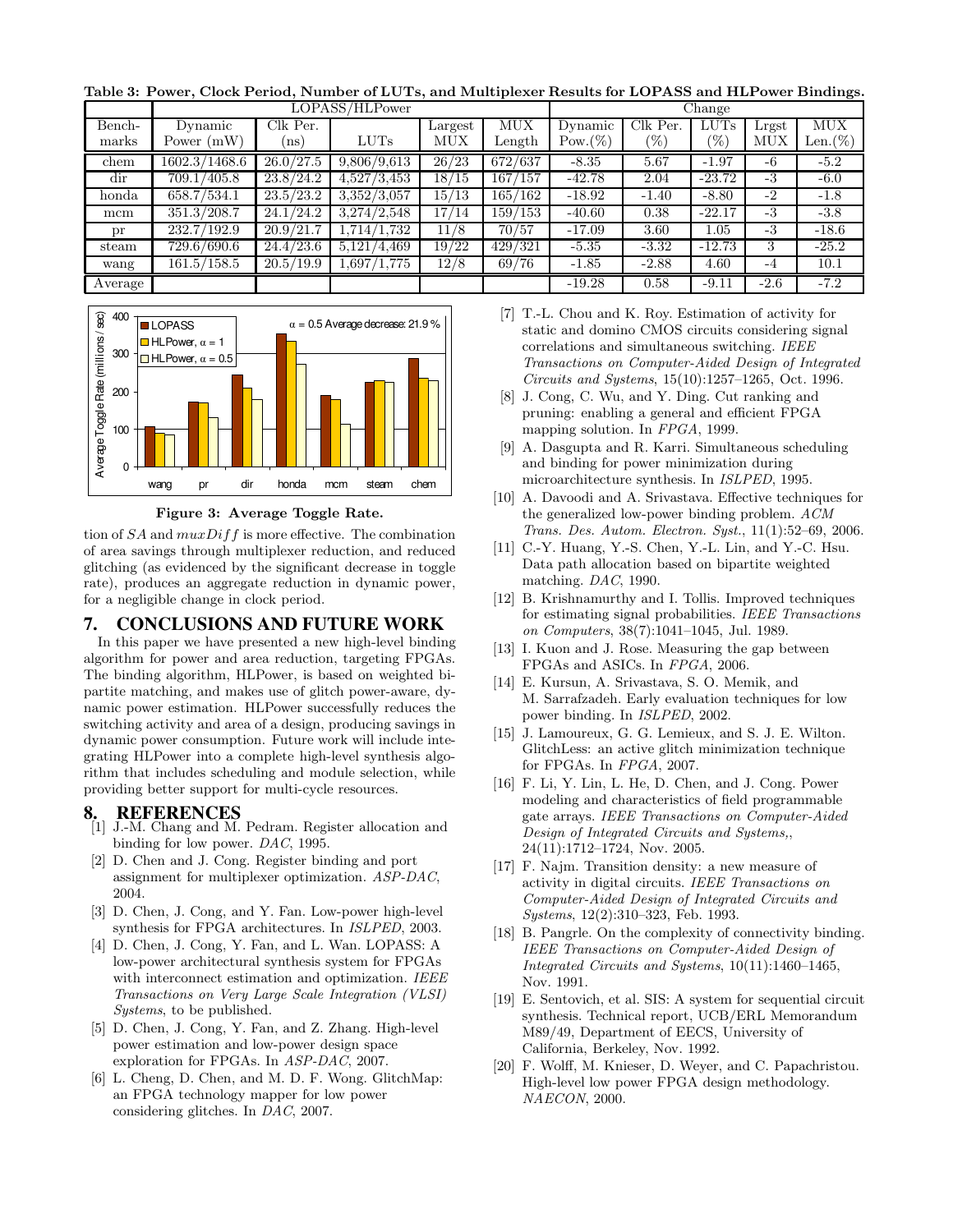**Table 3: Power, Clock Period, Number of LUTs, and Multiplexer Results for LOPASS and HLPower Bindings.**

| | LOPASS/HLPower | | | | | Change | | | | |
|---|---|---|---|---|---|---|---|---|---|---|
| Bench-marks | Dynamic Power (mW) | Clk Per. (ns) | LUTs | Largest MUX | MUX Length | Dynamic Pow.(%) | Clk Per. (%) | LUTs (%) | Lrgst MUX | MUX Len.(%) |
| chem | 1602.3/1468.6 | 26.0/27.5 | 9,806/9,613 | 26/23 | 672/637 | -8.35 | 5.67 | -1.97 | -6 | -5.2 |
| dir | 709.1/405.8 | 23.8/24.2 | 4,527/3,453 | 18/15 | 167/157 | -42.78 | 2.04 | -23.72 | -3 | -6.0 |
| honda | 658.7/534.1 | 23.5/23.2 | 3,352/3,057 | 15/13 | 165/162 | -18.92 | -1.40 | -8.80 | -2 | -1.8 |
| mcm | 351.3/208.7 | 24.1/24.2 | 3,274/2,548 | 17/14 | 159/153 | -40.60 | 0.38 | -22.17 | -3 | -3.8 |
| pr | 232.7/192.9 | 20.9/21.7 | 1,714/1,732 | 11/8 | 70/57 | -17.09 | 3.60 | 1.05 | -3 | -18.6 |
| steam | 729.6/690.6 | 24.4/23.6 | 5,121/4,469 | 19/22 | 429/321 | -5.35 | -3.32 | -12.73 | 3 | -25.2 |
| wang | 161.5/158.5 | 20.5/19.9 | 1,697/1,775 | 12/8 | 69/76 | -1.85 | -2.88 | 4.60 | -4 | 10.1 |
| Average | | | | | | -19.28 | 0.58 | -9.11 | -2.6 | -7.2 |

400
300
200
100
0
Average Toggle Rate (millions / sec)
LOPASS
HLPower, α = 1
HLPower, α = 0.5
α = 0.5 Average decrease: 21.9 %
wang pr dir honda mcm steam chem

**Figure 3: Average Toggle Rate.**

tion of $SA$ and $muxDiff$ is more effective. The combination of area savings through multiplexer reduction, and reduced glitching (as evidenced by the significant decrease in toggle rate), produces an aggregate reduction in dynamic power, for a negligible change in clock period.

## 7. CONCLUSIONS AND FUTURE WORK

In this paper we have presented a new high-level binding algorithm for power and area reduction, targeting FPGAs. The binding algorithm, HLPower, is based on weighted bipartite matching, and makes use of glitch power-aware, dynamic power estimation. HLPower successfully reduces the switching activity and area of a design, producing savings in dynamic power consumption. Future work will include integrating HLPower into a complete high-level synthesis algorithm that includes scheduling and module selection, while providing better support for multi-cycle resources.

## 8. REFERENCES

[1] J.-M. Chang and M. Pedram. Register allocation and binding for low power. *DAC*, 1995.

[2] D. Chen and J. Cong. Register binding and port assignment for multiplexer optimization. *ASP-DAC*, 2004.

[3] D. Chen, J. Cong, and Y. Fan. Low-power high-level synthesis for FPGA architectures. In *ISLPED*, 2003.

[4] D. Chen, J. Cong, Y. Fan, and L. Wan. LOPASS: A low-power architectural synthesis system for FPGAs with interconnect estimation and optimization. *IEEE Transactions on Very Large Scale Integration (VLSI) Systems*, to be published.

[5] D. Chen, J. Cong, Y. Fan, and Z. Zhang. High-level power estimation and low-power design space exploration for FPGAs. In *ASP-DAC*, 2007.

[6] L. Cheng, D. Chen, and M. D. F. Wong. GlitchMap: an FPGA technology mapper for low power considering glitches. In *DAC*, 2007.

[7] T.-L. Chou and K. Roy. Estimation of activity for static and domino CMOS circuits considering signal correlations and simultaneous switching. *IEEE Transactions on Computer-Aided Design of Integrated Circuits and Systems*, 15(10):1257–1265, Oct. 1996.

[8] J. Cong, C. Wu, and Y. Ding. Cut ranking and pruning: enabling a general and efficient FPGA mapping solution. In *FPGA*, 1999.

[9] A. Dasgupta and R. Karri. Simultaneous scheduling and binding for power minimization during microarchitecture synthesis. In *ISLPED*, 1995.

[10] A. Davoodi and A. Srivastava. Effective techniques for the generalized low-power binding problem. *ACM Trans. Des. Autom. Electron. Syst.*, 11(1):52–69, 2006.

[11] C.-Y. Huang, Y.-S. Chen, Y.-L. Lin, and Y.-C. Hsu. Data path allocation based on bipartite weighted matching. *DAC*, 1990.

[12] B. Krishnamurthy and I. Tollis. Improved techniques for estimating signal probabilities. *IEEE Transactions on Computers*, 38(7):1041–1045, Jul. 1989.

[13] I. Kuon and J. Rose. Measuring the gap between FPGAs and ASICs. In *FPGA*, 2006.

[14] E. Kursun, A. Srivastava, S. O. Memik, and M. Sarrafzadeh. Early evaluation techniques for low power binding. In *ISLPED*, 2002.

[15] J. Lamoureux, G. G. Lemieux, and S. J. E. Wilton. GlitchLess: an active glitch minimization technique for FPGAs. In *FPGA*, 2007.

[16] F. Li, Y. Lin, L. He, D. Chen, and J. Cong. Power modeling and characteristics of field programmable gate arrays. *IEEE Transactions on Computer-Aided Design of Integrated Circuits and Systems,*, 24(11):1712–1724, Nov. 2005.

[17] F. Najm. Transition density: a new measure of activity in digital circuits. *IEEE Transactions on Computer-Aided Design of Integrated Circuits and Systems*, 12(2):310–323, Feb. 1993.

[18] B. Pangrle. On the complexity of connectivity binding. *IEEE Transactions on Computer-Aided Design of Integrated Circuits and Systems*, 10(11):1460–1465, Nov. 1991.

[19] E. Sentovich, et al. SIS: A system for sequential circuit synthesis. Technical report, UCB/ERL Memorandum M89/49, Department of EECS, University of California, Berkeley, Nov. 1992.

[20] F. Wolff, M. Knieser, D. Weyer, and C. Papachristou. High-level low power FPGA design methodology. *NAECON*, 2000.